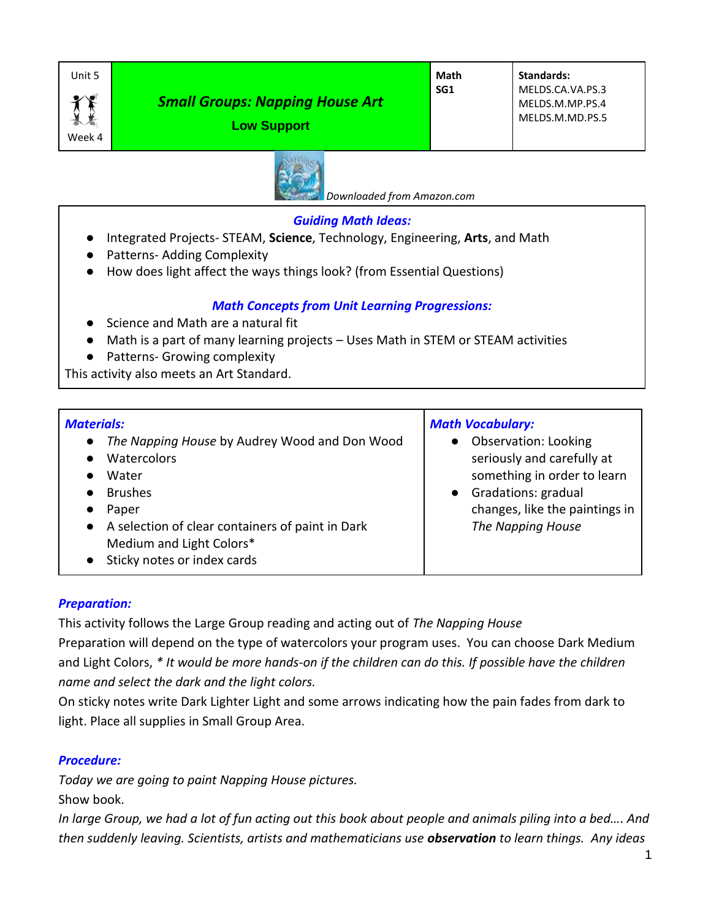| Unit 5<br><br>Week 4 | ***Small Groups: Napping House Art***<br>**Low Support** | **Math**<br>**SG1** | **Standards:**<br>MELDS.CA.VA.PS.3<br>MELDS.M.MP.PS.4<br>MELDS.M.MD.PS.5 |
|---|---|---|---|

*Downloaded from Amazon.com*

### *Guiding Math Ideas:*

- Integrated Projects- STEAM, **Science**, Technology, Engineering, **Arts**, and Math
- Patterns- Adding Complexity
- How does light affect the ways things look? (from Essential Questions)

### *Math Concepts from Unit Learning Progressions:*

- Science and Math are a natural fit
- Math is a part of many learning projects – Uses Math in STEM or STEAM activities
- Patterns- Growing complexity

This activity also meets an Art Standard.

| *Materials:* | *Math Vocabulary:* |
|---|---|
| • *The Napping House* by Audrey Wood and Don Wood<br>• Watercolors<br>• Water<br>• Brushes<br>• Paper<br>• A selection of clear containers of paint in Dark Medium and Light Colors*<br>• Sticky notes or index cards | • Observation: Looking seriously and carefully at something in order to learn<br>• Gradations: gradual changes, like the paintings in *The Napping House* |

### *Preparation:*

This activity follows the Large Group reading and acting out of *The Napping House*
Preparation will depend on the type of watercolors your program uses. You can choose Dark Medium and Light Colors, * *It would be more hands-on if the children can do this. If possible have the children name and select the dark and the light colors.*
On sticky notes write Dark Lighter Light and some arrows indicating how the pain fades from dark to light. Place all supplies in Small Group Area.

### *Procedure:*

*Today we are going to paint Napping House pictures.*
Show book.
*In large Group, we had a lot of fun acting out this book about people and animals piling into a bed…. And then suddenly leaving. Scientists, artists and mathematicians use **observation** to learn things. Any ideas*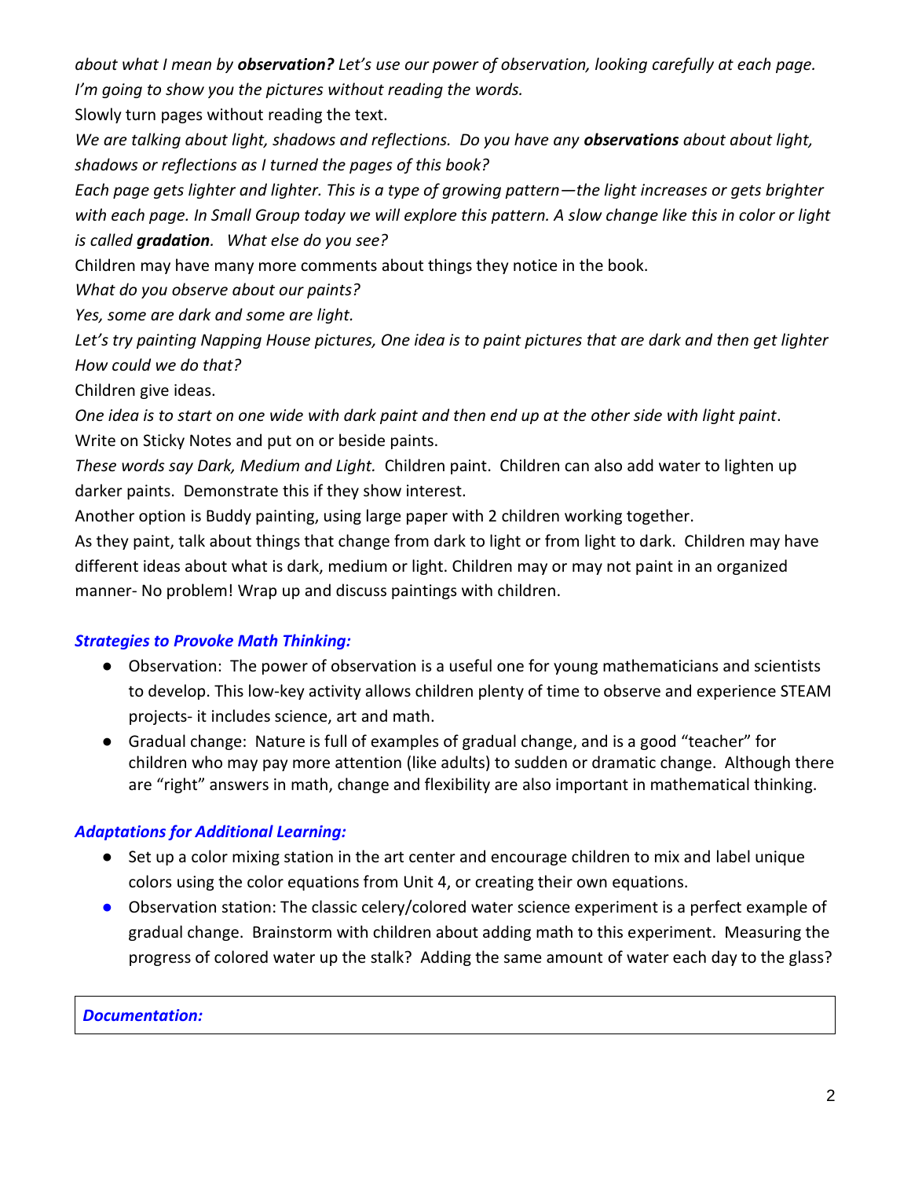*about what I mean by **observation?** Let's use our power of observation, looking carefully at each page. I'm going to show you the pictures without reading the words.*

Slowly turn pages without reading the text.

*We are talking about light, shadows and reflections. Do you have any **observations** about about light, shadows or reflections as I turned the pages of this book?*

*Each page gets lighter and lighter. This is a type of growing pattern—the light increases or gets brighter with each page. In Small Group today we will explore this pattern. A slow change like this in color or light is called **gradation**. What else do you see?*

Children may have many more comments about things they notice in the book.

*What do you observe about our paints?*

*Yes, some are dark and some are light.*

*Let's try painting Napping House pictures, One idea is to paint pictures that are dark and then get lighter How could we do that?*

Children give ideas.

*One idea is to start on one wide with dark paint and then end up at the other side with light paint*.

Write on Sticky Notes and put on or beside paints.

*These words say Dark, Medium and Light.* Children paint. Children can also add water to lighten up darker paints. Demonstrate this if they show interest.

Another option is Buddy painting, using large paper with 2 children working together.

As they paint, talk about things that change from dark to light or from light to dark. Children may have different ideas about what is dark, medium or light. Children may or may not paint in an organized manner- No problem! Wrap up and discuss paintings with children.

### *Strategies to Provoke Math Thinking:*

- Observation: The power of observation is a useful one for young mathematicians and scientists to develop. This low-key activity allows children plenty of time to observe and experience STEAM projects- it includes science, art and math.
- Gradual change: Nature is full of examples of gradual change, and is a good "teacher" for children who may pay more attention (like adults) to sudden or dramatic change. Although there are "right" answers in math, change and flexibility are also important in mathematical thinking.

### *Adaptations for Additional Learning:*

- Set up a color mixing station in the art center and encourage children to mix and label unique colors using the color equations from Unit 4, or creating their own equations.
- Observation station: The classic celery/colored water science experiment is a perfect example of gradual change. Brainstorm with children about adding math to this experiment. Measuring the progress of colored water up the stalk? Adding the same amount of water each day to the glass?

| ***Documentation:*** |
|---|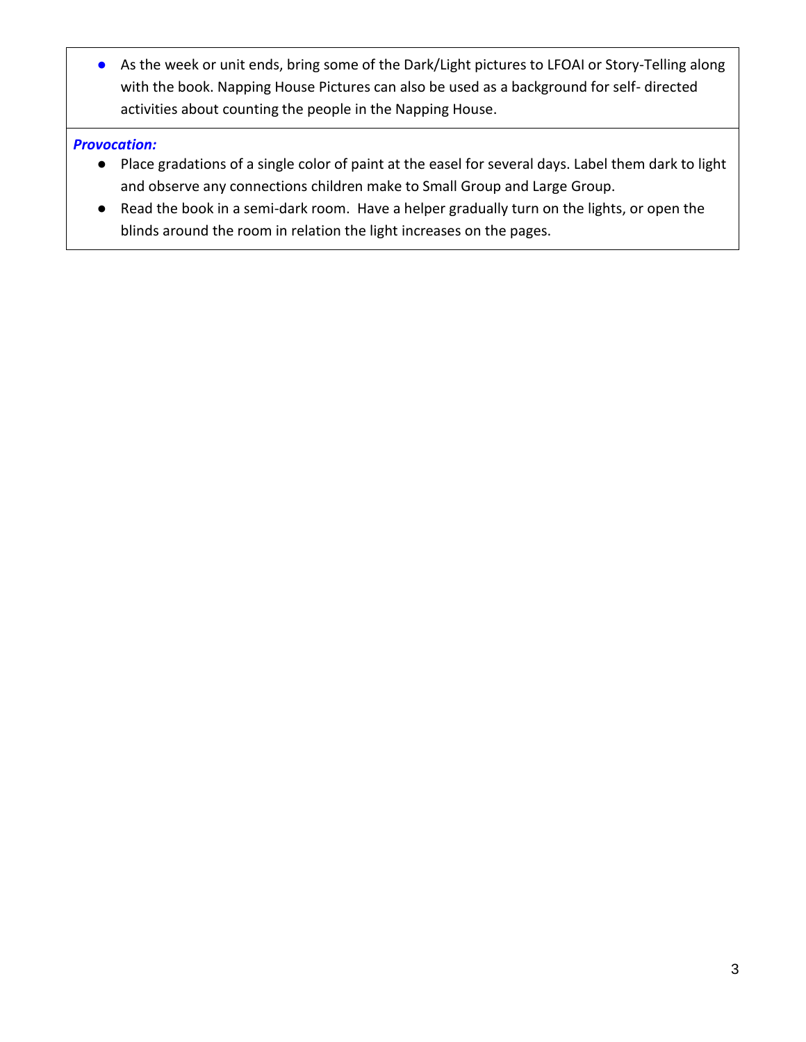- As the week or unit ends, bring some of the Dark/Light pictures to LFOAI or Story-Telling along with the book. Napping House Pictures can also be used as a background for self- directed activities about counting the people in the Napping House.

***Provocation:***

- Place gradations of a single color of paint at the easel for several days. Label them dark to light and observe any connections children make to Small Group and Large Group.
- Read the book in a semi-dark room. Have a helper gradually turn on the lights, or open the blinds around the room in relation the light increases on the pages.